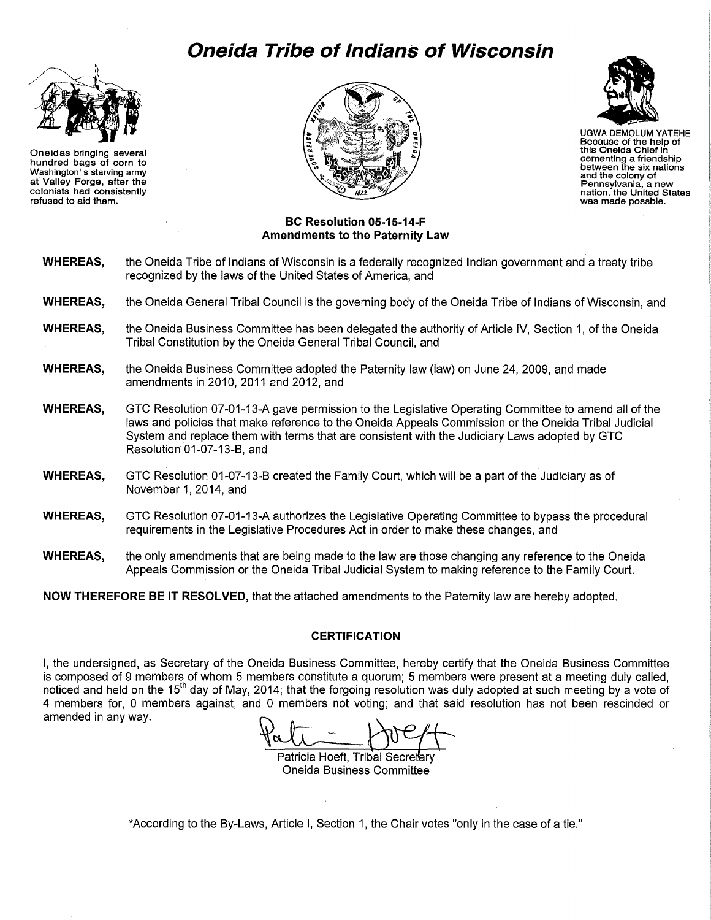# Oneida Tribe of Indians of Wisconsin

Oneidas bringing several hundred bags of corn to Washington's starving army at Valley Forge, after the colonists had consistently refused to aid them.

UGWA DEMOLUM YATEHE
Because of the help of this Oneida Chief in cementing a friendship between the six nations and the colony of Pennsylvania, a new nation, the United States was made possble.

**BC Resolution 05-15-14-F**
**Amendments to the Paternity Law**

**WHEREAS,** the Oneida Tribe of Indians of Wisconsin is a federally recognized Indian government and a treaty tribe recognized by the laws of the United States of America, and

**WHEREAS,** the Oneida General Tribal Council is the governing body of the Oneida Tribe of Indians of Wisconsin, and

**WHEREAS,** the Oneida Business Committee has been delegated the authority of Article IV, Section 1, of the Oneida Tribal Constitution by the Oneida General Tribal Council, and

**WHEREAS,** the Oneida Business Committee adopted the Paternity law (law) on June 24, 2009, and made amendments in 2010, 2011 and 2012, and

**WHEREAS,** GTC Resolution 07-01-13-A gave permission to the Legislative Operating Committee to amend all of the laws and policies that make reference to the Oneida Appeals Commission or the Oneida Tribal Judicial System and replace them with terms that are consistent with the Judiciary Laws adopted by GTC Resolution 01-07-13-B, and

**WHEREAS,** GTC Resolution 01-07-13-B created the Family Court, which will be a part of the Judiciary as of November 1, 2014, and

**WHEREAS,** GTC Resolution 07-01-13-A authorizes the Legislative Operating Committee to bypass the procedural requirements in the Legislative Procedures Act in order to make these changes, and

**WHEREAS,** the only amendments that are being made to the law are those changing any reference to the Oneida Appeals Commission or the Oneida Tribal Judicial System to making reference to the Family Court.

**NOW THEREFORE BE IT RESOLVED,** that the attached amendments to the Paternity law are hereby adopted.

## CERTIFICATION

I, the undersigned, as Secretary of the Oneida Business Committee, hereby certify that the Oneida Business Committee is composed of 9 members of whom 5 members constitute a quorum; 5 members were present at a meeting duly called, noticed and held on the 15th day of May, 2014; that the forgoing resolution was duly adopted at such meeting by a vote of 4 members for, 0 members against, and 0 members not voting; and that said resolution has not been rescinded or amended in any way.

Patricia Hoeft, Tribal Secretary
Oneida Business Committee

*According to the By-Laws, Article I, Section 1, the Chair votes "only in the case of a tie."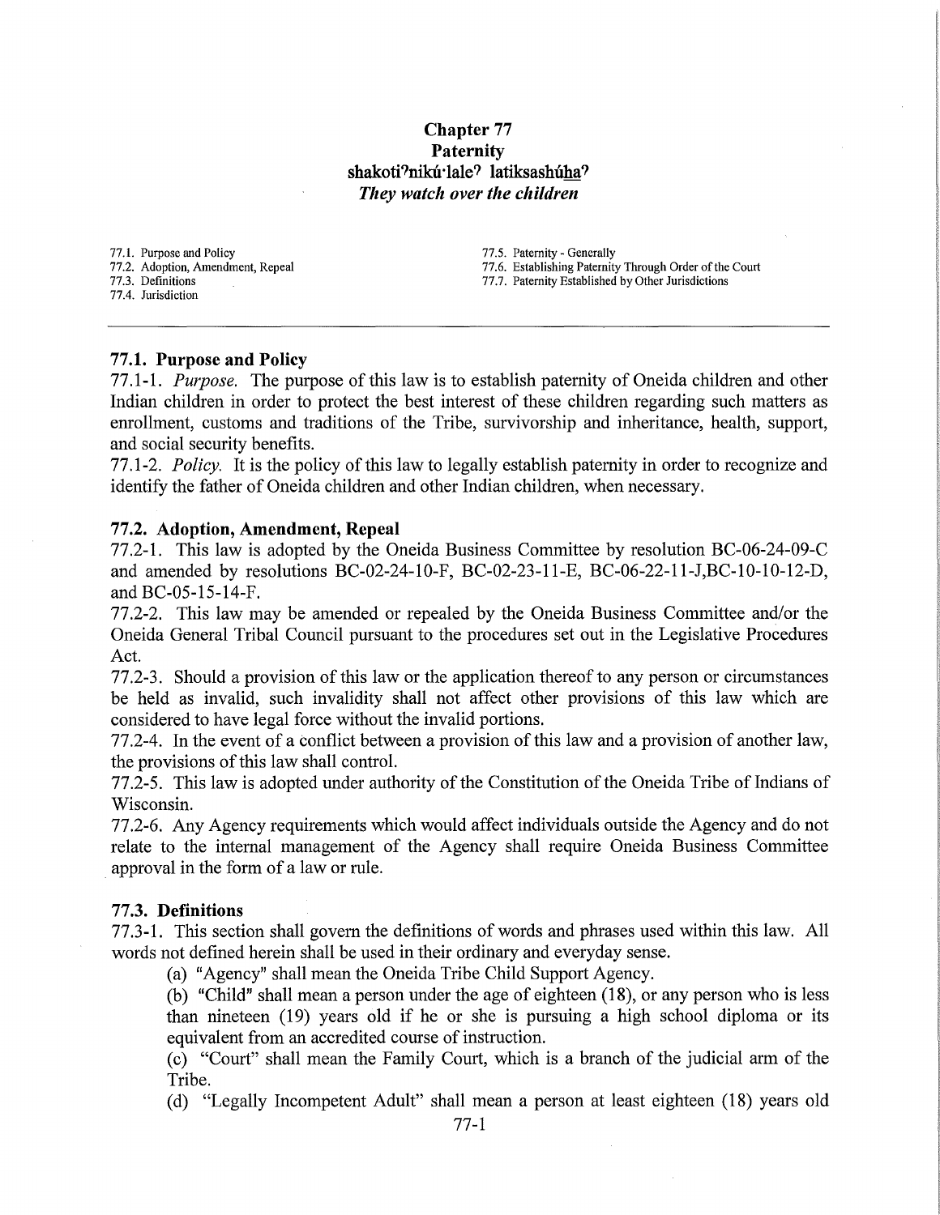# Chapter 77
# Paternity
## shakoti?nikú·lale? latiksashúha?
### *They watch over the children*

77.1. Purpose and Policy
77.2. Adoption, Amendment, Repeal
77.3. Definitions
77.4. Jurisdiction
77.5. Paternity - Generally
77.6. Establishing Paternity Through Order of the Court
77.7. Paternity Established by Other Jurisdictions

---

### 77.1. Purpose and Policy

77.1-1. *Purpose.* The purpose of this law is to establish paternity of Oneida children and other Indian children in order to protect the best interest of these children regarding such matters as enrollment, customs and traditions of the Tribe, survivorship and inheritance, health, support, and social security benefits.

77.1-2. *Policy.* It is the policy of this law to legally establish paternity in order to recognize and identify the father of Oneida children and other Indian children, when necessary.

### 77.2. Adoption, Amendment, Repeal

77.2-1. This law is adopted by the Oneida Business Committee by resolution BC-06-24-09-C and amended by resolutions BC-02-24-10-F, BC-02-23-11-E, BC-06-22-11-J,BC-10-10-12-D, and BC-05-15-14-F.

77.2-2. This law may be amended or repealed by the Oneida Business Committee and/or the Oneida General Tribal Council pursuant to the procedures set out in the Legislative Procedures Act.

77.2-3. Should a provision of this law or the application thereof to any person or circumstances be held as invalid, such invalidity shall not affect other provisions of this law which are considered to have legal force without the invalid portions.

77.2-4. In the event of a conflict between a provision of this law and a provision of another law, the provisions of this law shall control.

77.2-5. This law is adopted under authority of the Constitution of the Oneida Tribe of Indians of Wisconsin.

77.2-6. Any Agency requirements which would affect individuals outside the Agency and do not relate to the internal management of the Agency shall require Oneida Business Committee approval in the form of a law or rule.

### 77.3. Definitions

77.3-1. This section shall govern the definitions of words and phrases used within this law. All words not defined herein shall be used in their ordinary and everyday sense.

(a) "Agency" shall mean the Oneida Tribe Child Support Agency.

(b) "Child" shall mean a person under the age of eighteen (18), or any person who is less than nineteen (19) years old if he or she is pursuing a high school diploma or its equivalent from an accredited course of instruction.

(c) "Court" shall mean the Family Court, which is a branch of the judicial arm of the Tribe.

(d) "Legally Incompetent Adult" shall mean a person at least eighteen (18) years old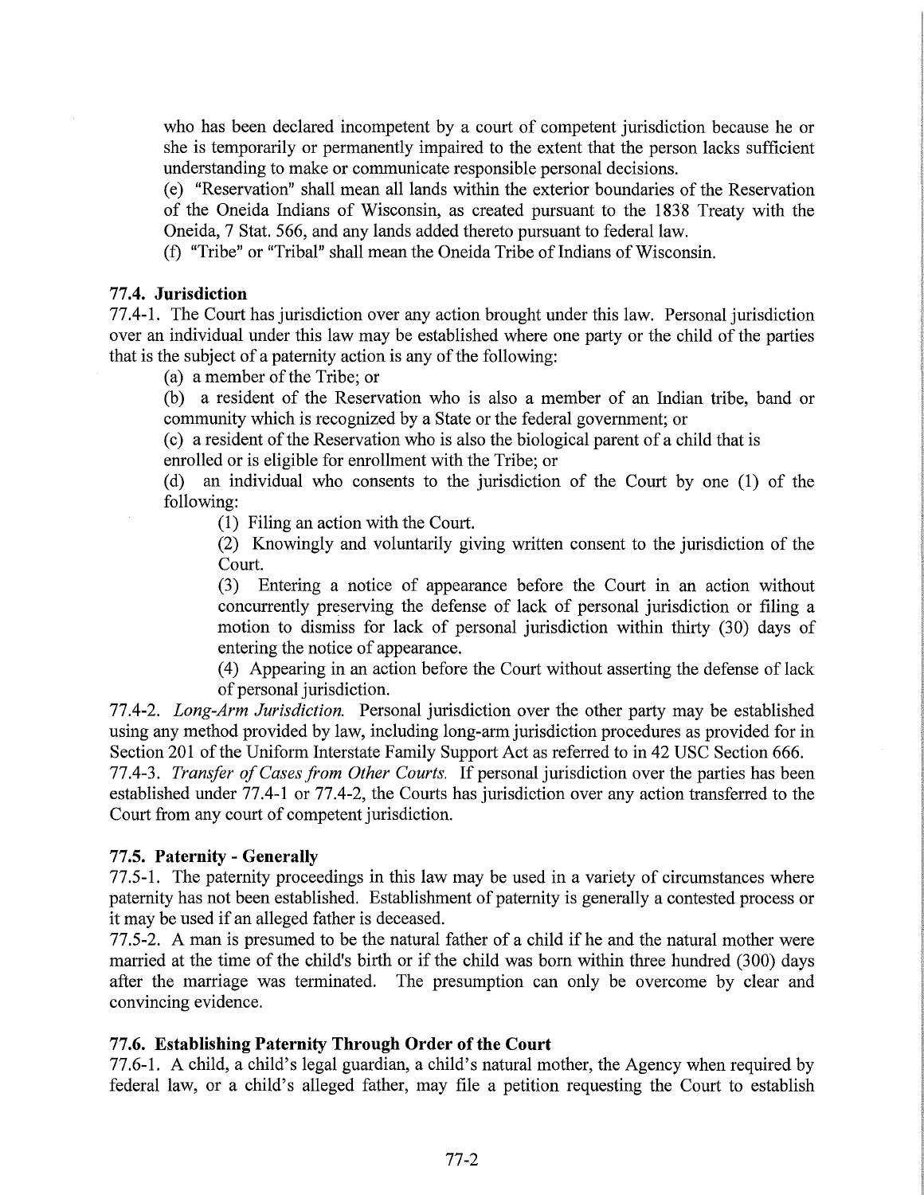who has been declared incompetent by a court of competent jurisdiction because he or she is temporarily or permanently impaired to the extent that the person lacks sufficient understanding to make or communicate responsible personal decisions.

(e) "Reservation" shall mean all lands within the exterior boundaries of the Reservation of the Oneida Indians of Wisconsin, as created pursuant to the 1838 Treaty with the Oneida, 7 Stat. 566, and any lands added thereto pursuant to federal law.

(f) "Tribe" or "Tribal" shall mean the Oneida Tribe of Indians of Wisconsin.

### 77.4. Jurisdiction

77.4-1. The Court has jurisdiction over any action brought under this law. Personal jurisdiction over an individual under this law may be established where one party or the child of the parties that is the subject of a paternity action is any of the following:

(a) a member of the Tribe; or

(b) a resident of the Reservation who is also a member of an Indian tribe, band or community which is recognized by a State or the federal government; or

(c) a resident of the Reservation who is also the biological parent of a child that is enrolled or is eligible for enrollment with the Tribe; or

(d) an individual who consents to the jurisdiction of the Court by one (1) of the following:

(1) Filing an action with the Court.

(2) Knowingly and voluntarily giving written consent to the jurisdiction of the Court.

(3) Entering a notice of appearance before the Court in an action without concurrently preserving the defense of lack of personal jurisdiction or filing a motion to dismiss for lack of personal jurisdiction within thirty (30) days of entering the notice of appearance.

(4) Appearing in an action before the Court without asserting the defense of lack of personal jurisdiction.

77.4-2. *Long-Arm Jurisdiction.* Personal jurisdiction over the other party may be established using any method provided by law, including long-arm jurisdiction procedures as provided for in Section 201 of the Uniform Interstate Family Support Act as referred to in 42 USC Section 666.

77.4-3. *Transfer of Cases from Other Courts.* If personal jurisdiction over the parties has been established under 77.4-1 or 77.4-2, the Courts has jurisdiction over any action transferred to the Court from any court of competent jurisdiction.

### 77.5. Paternity - Generally

77.5-1. The paternity proceedings in this law may be used in a variety of circumstances where paternity has not been established. Establishment of paternity is generally a contested process or it may be used if an alleged father is deceased.

77.5-2. A man is presumed to be the natural father of a child if he and the natural mother were married at the time of the child's birth or if the child was born within three hundred (300) days after the marriage was terminated. The presumption can only be overcome by clear and convincing evidence.

### 77.6. Establishing Paternity Through Order of the Court

77.6-1. A child, a child's legal guardian, a child's natural mother, the Agency when required by federal law, or a child's alleged father, may file a petition requesting the Court to establish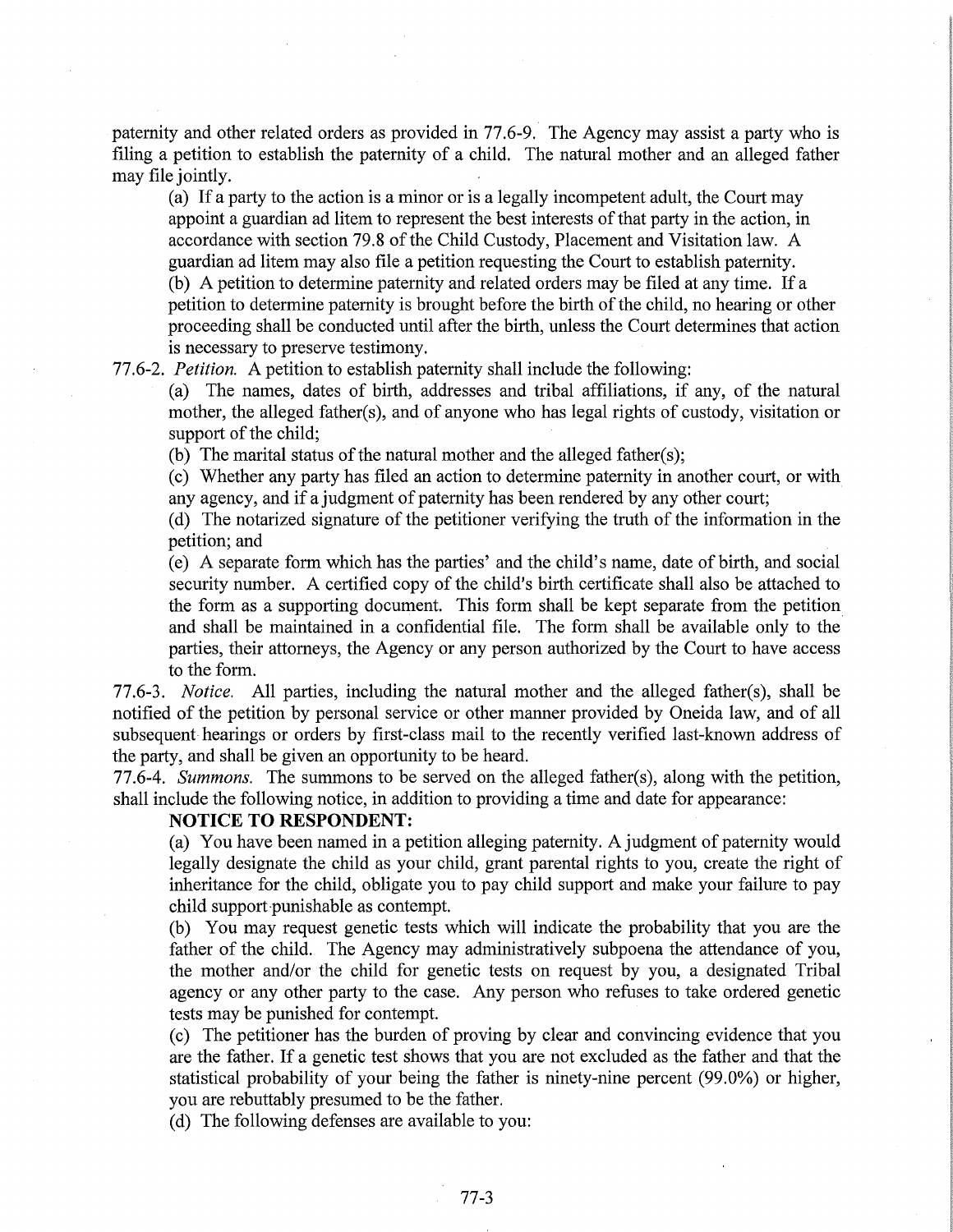paternity and other related orders as provided in 77.6-9. The Agency may assist a party who is filing a petition to establish the paternity of a child. The natural mother and an alleged father may file jointly.

(a) If a party to the action is a minor or is a legally incompetent adult, the Court may appoint a guardian ad litem to represent the best interests of that party in the action, in accordance with section 79.8 of the Child Custody, Placement and Visitation law. A guardian ad litem may also file a petition requesting the Court to establish paternity.

(b) A petition to determine paternity and related orders may be filed at any time. If a petition to determine paternity is brought before the birth of the child, no hearing or other proceeding shall be conducted until after the birth, unless the Court determines that action is necessary to preserve testimony.

77.6-2. *Petition.* A petition to establish paternity shall include the following:

(a) The names, dates of birth, addresses and tribal affiliations, if any, of the natural mother, the alleged father(s), and of anyone who has legal rights of custody, visitation or support of the child;

(b) The marital status of the natural mother and the alleged father(s);

(c) Whether any party has filed an action to determine paternity in another court, or with any agency, and if a judgment of paternity has been rendered by any other court;

(d) The notarized signature of the petitioner verifying the truth of the information in the petition; and

(e) A separate form which has the parties' and the child's name, date of birth, and social security number. A certified copy of the child's birth certificate shall also be attached to the form as a supporting document. This form shall be kept separate from the petition and shall be maintained in a confidential file. The form shall be available only to the parties, their attorneys, the Agency or any person authorized by the Court to have access to the form.

77.6-3. *Notice.* All parties, including the natural mother and the alleged father(s), shall be notified of the petition by personal service or other manner provided by Oneida law, and of all subsequent hearings or orders by first-class mail to the recently verified last-known address of the party, and shall be given an opportunity to be heard.

77.6-4. *Summons.* The summons to be served on the alleged father(s), along with the petition, shall include the following notice, in addition to providing a time and date for appearance:

**NOTICE TO RESPONDENT:**

(a) You have been named in a petition alleging paternity. A judgment of paternity would legally designate the child as your child, grant parental rights to you, create the right of inheritance for the child, obligate you to pay child support and make your failure to pay child support punishable as contempt.

(b) You may request genetic tests which will indicate the probability that you are the father of the child. The Agency may administratively subpoena the attendance of you, the mother and/or the child for genetic tests on request by you, a designated Tribal agency or any other party to the case. Any person who refuses to take ordered genetic tests may be punished for contempt.

(c) The petitioner has the burden of proving by clear and convincing evidence that you are the father. If a genetic test shows that you are not excluded as the father and that the statistical probability of your being the father is ninety-nine percent (99.0%) or higher, you are rebuttably presumed to be the father.

(d) The following defenses are available to you: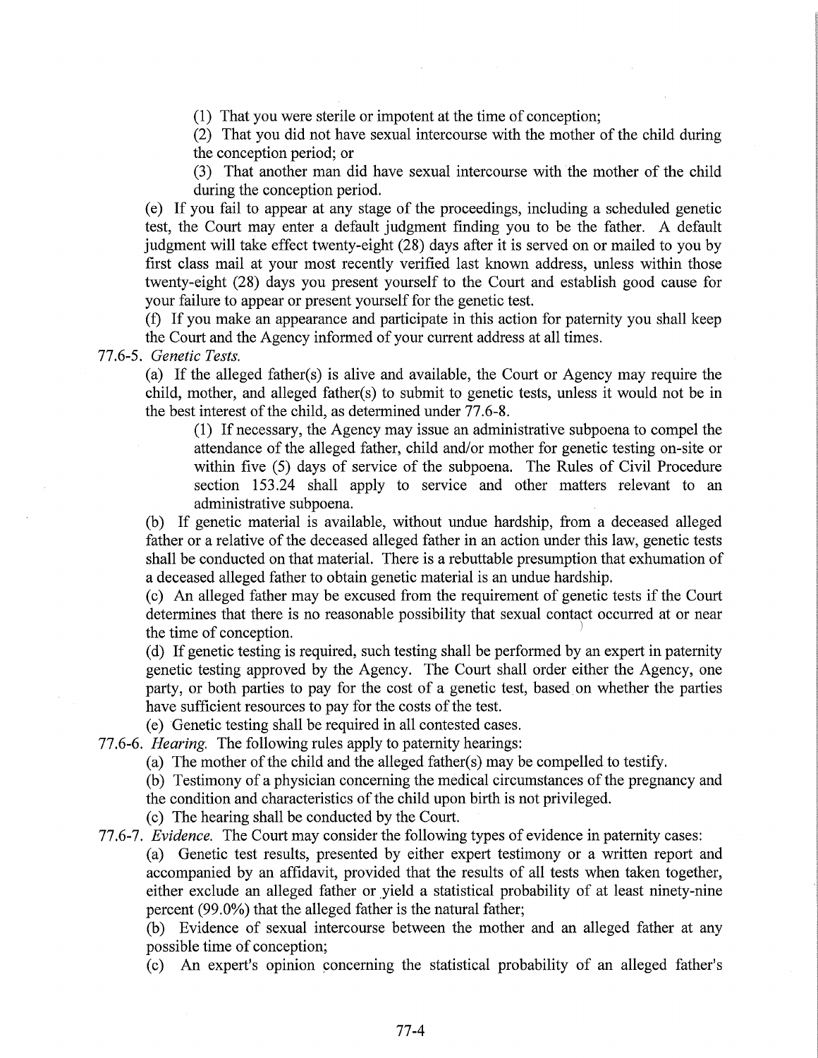(1) That you were sterile or impotent at the time of conception;

(2) That you did not have sexual intercourse with the mother of the child during the conception period; or

(3) That another man did have sexual intercourse with the mother of the child during the conception period.

(e) If you fail to appear at any stage of the proceedings, including a scheduled genetic test, the Court may enter a default judgment finding you to be the father. A default judgment will take effect twenty-eight (28) days after it is served on or mailed to you by first class mail at your most recently verified last known address, unless within those twenty-eight (28) days you present yourself to the Court and establish good cause for your failure to appear or present yourself for the genetic test.

(f) If you make an appearance and participate in this action for paternity you shall keep the Court and the Agency informed of your current address at all times.

77.6-5. *Genetic Tests.*

(a) If the alleged father(s) is alive and available, the Court or Agency may require the child, mother, and alleged father(s) to submit to genetic tests, unless it would not be in the best interest of the child, as determined under 77.6-8.

(1) If necessary, the Agency may issue an administrative subpoena to compel the attendance of the alleged father, child and/or mother for genetic testing on-site or within five (5) days of service of the subpoena. The Rules of Civil Procedure section 153.24 shall apply to service and other matters relevant to an administrative subpoena.

(b) If genetic material is available, without undue hardship, from a deceased alleged father or a relative of the deceased alleged father in an action under this law, genetic tests shall be conducted on that material. There is a rebuttable presumption that exhumation of a deceased alleged father to obtain genetic material is an undue hardship.

(c) An alleged father may be excused from the requirement of genetic tests if the Court determines that there is no reasonable possibility that sexual contact occurred at or near the time of conception.

(d) If genetic testing is required, such testing shall be performed by an expert in paternity genetic testing approved by the Agency. The Court shall order either the Agency, one party, or both parties to pay for the cost of a genetic test, based on whether the parties have sufficient resources to pay for the costs of the test.

(e) Genetic testing shall be required in all contested cases.

77.6-6. *Hearing.* The following rules apply to paternity hearings:

(a) The mother of the child and the alleged father(s) may be compelled to testify.

(b) Testimony of a physician concerning the medical circumstances of the pregnancy and the condition and characteristics of the child upon birth is not privileged.

(c) The hearing shall be conducted by the Court.

77.6-7. *Evidence.* The Court may consider the following types of evidence in paternity cases:

(a) Genetic test results, presented by either expert testimony or a written report and accompanied by an affidavit, provided that the results of all tests when taken together, either exclude an alleged father or yield a statistical probability of at least ninety-nine percent (99.0%) that the alleged father is the natural father;

(b) Evidence of sexual intercourse between the mother and an alleged father at any possible time of conception;

(c) An expert's opinion concerning the statistical probability of an alleged father's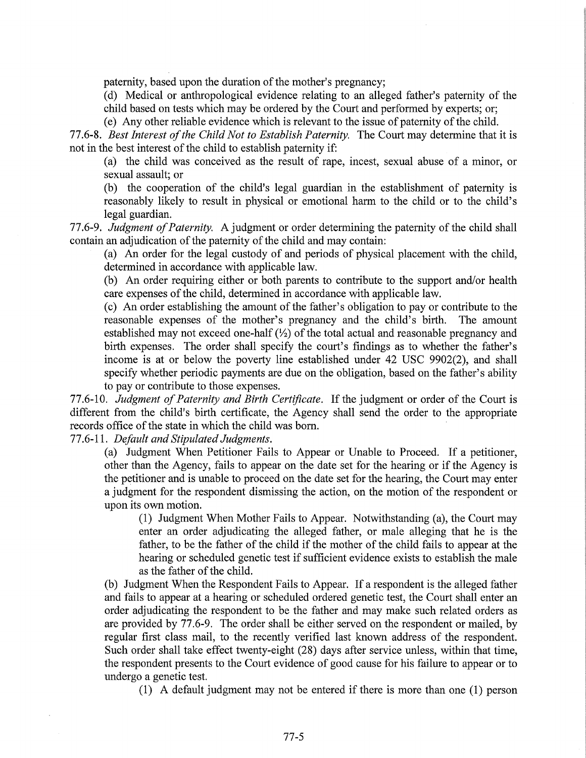paternity, based upon the duration of the mother's pregnancy;

(d) Medical or anthropological evidence relating to an alleged father's paternity of the child based on tests which may be ordered by the Court and performed by experts; or;

(e) Any other reliable evidence which is relevant to the issue of paternity of the child.

77.6-8. *Best Interest of the Child Not to Establish Paternity.* The Court may determine that it is not in the best interest of the child to establish paternity if:

(a) the child was conceived as the result of rape, incest, sexual abuse of a minor, or sexual assault; or

(b) the cooperation of the child's legal guardian in the establishment of paternity is reasonably likely to result in physical or emotional harm to the child or to the child's legal guardian.

77.6-9. *Judgment of Paternity.* A judgment or order determining the paternity of the child shall contain an adjudication of the paternity of the child and may contain:

(a) An order for the legal custody of and periods of physical placement with the child, determined in accordance with applicable law.

(b) An order requiring either or both parents to contribute to the support and/or health care expenses of the child, determined in accordance with applicable law.

(c) An order establishing the amount of the father's obligation to pay or contribute to the reasonable expenses of the mother's pregnancy and the child's birth. The amount established may not exceed one-half (½) of the total actual and reasonable pregnancy and birth expenses. The order shall specify the court's findings as to whether the father's income is at or below the poverty line established under 42 USC 9902(2), and shall specify whether periodic payments are due on the obligation, based on the father's ability to pay or contribute to those expenses.

77.6-10. *Judgment of Paternity and Birth Certificate.* If the judgment or order of the Court is different from the child's birth certificate, the Agency shall send the order to the appropriate records office of the state in which the child was born.

77.6-11. *Default and Stipulated Judgments.*

(a) Judgment When Petitioner Fails to Appear or Unable to Proceed. If a petitioner, other than the Agency, fails to appear on the date set for the hearing or if the Agency is the petitioner and is unable to proceed on the date set for the hearing, the Court may enter a judgment for the respondent dismissing the action, on the motion of the respondent or upon its own motion.

(1) Judgment When Mother Fails to Appear. Notwithstanding (a), the Court may enter an order adjudicating the alleged father, or male alleging that he is the father, to be the father of the child if the mother of the child fails to appear at the hearing or scheduled genetic test if sufficient evidence exists to establish the male as the father of the child.

(b) Judgment When the Respondent Fails to Appear. If a respondent is the alleged father and fails to appear at a hearing or scheduled ordered genetic test, the Court shall enter an order adjudicating the respondent to be the father and may make such related orders as are provided by 77.6-9. The order shall be either served on the respondent or mailed, by regular first class mail, to the recently verified last known address of the respondent. Such order shall take effect twenty-eight (28) days after service unless, within that time, the respondent presents to the Court evidence of good cause for his failure to appear or to undergo a genetic test.

(1) A default judgment may not be entered if there is more than one (1) person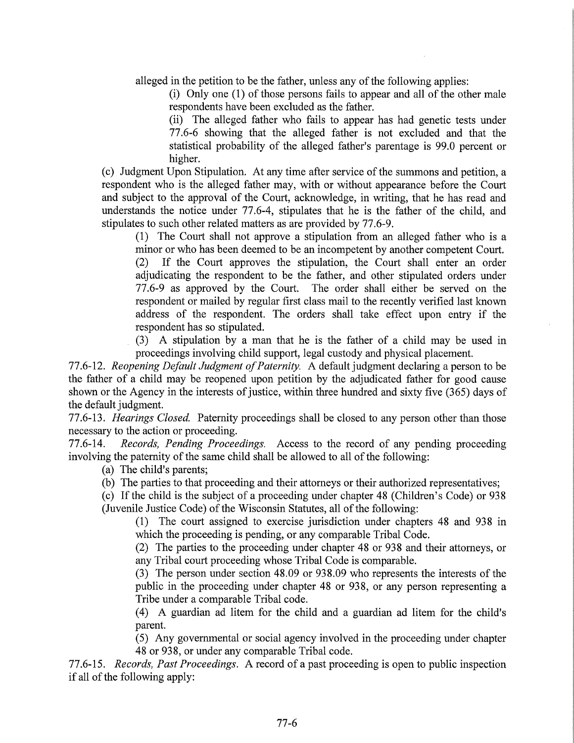alleged in the petition to be the father, unless any of the following applies:

(i) Only one (1) of those persons fails to appear and all of the other male respondents have been excluded as the father.

(ii) The alleged father who fails to appear has had genetic tests under 77.6-6 showing that the alleged father is not excluded and that the statistical probability of the alleged father's parentage is 99.0 percent or higher.

(c) Judgment Upon Stipulation. At any time after service of the summons and petition, a respondent who is the alleged father may, with or without appearance before the Court and subject to the approval of the Court, acknowledge, in writing, that he has read and understands the notice under 77.6-4, stipulates that he is the father of the child, and stipulates to such other related matters as are provided by 77.6-9.

(1) The Court shall not approve a stipulation from an alleged father who is a minor or who has been deemed to be an incompetent by another competent Court.

(2) If the Court approves the stipulation, the Court shall enter an order adjudicating the respondent to be the father, and other stipulated orders under 77.6-9 as approved by the Court. The order shall either be served on the respondent or mailed by regular first class mail to the recently verified last known address of the respondent. The orders shall take effect upon entry if the respondent has so stipulated.

(3) A stipulation by a man that he is the father of a child may be used in proceedings involving child support, legal custody and physical placement.

77.6-12. *Reopening Default Judgment of Paternity.* A default judgment declaring a person to be the father of a child may be reopened upon petition by the adjudicated father for good cause shown or the Agency in the interests of justice, within three hundred and sixty five (365) days of the default judgment.

77.6-13. *Hearings Closed.* Paternity proceedings shall be closed to any person other than those necessary to the action or proceeding.

77.6-14. *Records, Pending Proceedings.* Access to the record of any pending proceeding involving the paternity of the same child shall be allowed to all of the following:

(a) The child's parents;

(b) The parties to that proceeding and their attorneys or their authorized representatives;

(c) If the child is the subject of a proceeding under chapter 48 (Children's Code) or 938 (Juvenile Justice Code) of the Wisconsin Statutes, all of the following:

(1) The court assigned to exercise jurisdiction under chapters 48 and 938 in which the proceeding is pending, or any comparable Tribal Code.

(2) The parties to the proceeding under chapter 48 or 938 and their attorneys, or any Tribal court proceeding whose Tribal Code is comparable.

(3) The person under section 48.09 or 938.09 who represents the interests of the public in the proceeding under chapter 48 or 938, or any person representing a Tribe under a comparable Tribal code.

(4) A guardian ad litem for the child and a guardian ad litem for the child's parent.

(5) Any governmental or social agency involved in the proceeding under chapter 48 or 938, or under any comparable Tribal code.

77.6-15. *Records, Past Proceedings.* A record of a past proceeding is open to public inspection if all of the following apply: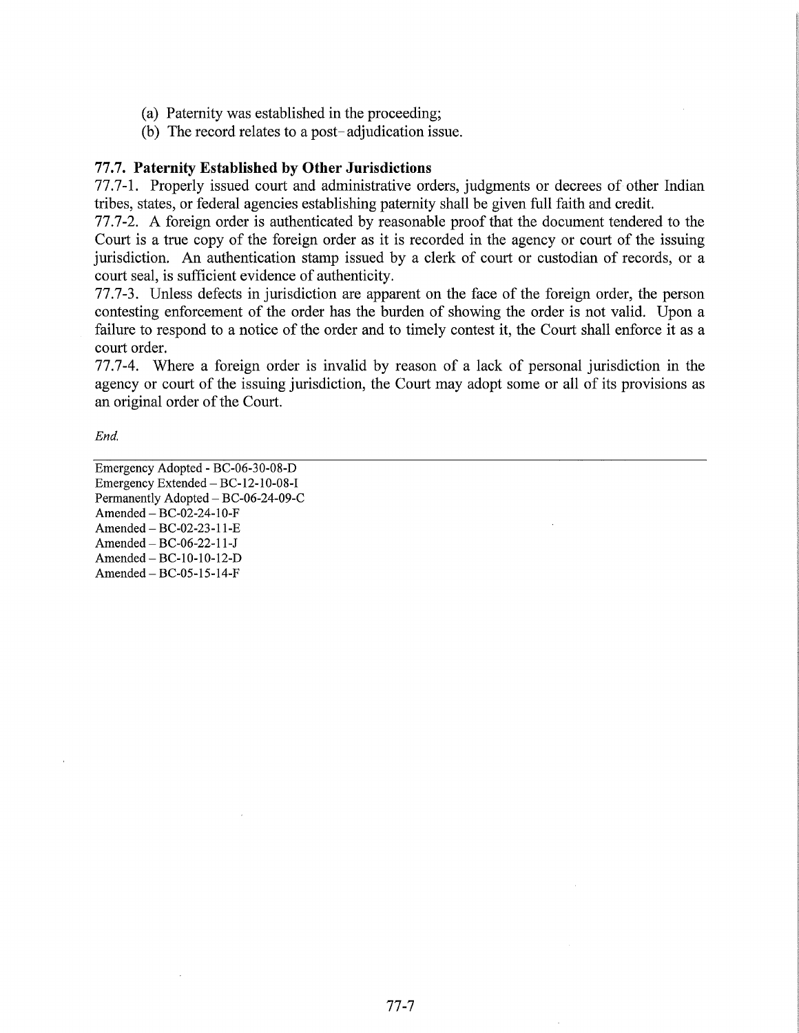(a) Paternity was established in the proceeding;
(b) The record relates to a post-adjudication issue.

### 77.7. Paternity Established by Other Jurisdictions

77.7-1. Properly issued court and administrative orders, judgments or decrees of other Indian tribes, states, or federal agencies establishing paternity shall be given full faith and credit.

77.7-2. A foreign order is authenticated by reasonable proof that the document tendered to the Court is a true copy of the foreign order as it is recorded in the agency or court of the issuing jurisdiction. An authentication stamp issued by a clerk of court or custodian of records, or a court seal, is sufficient evidence of authenticity.

77.7-3. Unless defects in jurisdiction are apparent on the face of the foreign order, the person contesting enforcement of the order has the burden of showing the order is not valid. Upon a failure to respond to a notice of the order and to timely contest it, the Court shall enforce it as a court order.

77.7-4. Where a foreign order is invalid by reason of a lack of personal jurisdiction in the agency or court of the issuing jurisdiction, the Court may adopt some or all of its provisions as an original order of the Court.

*End.*

---

Emergency Adopted - BC-06-30-08-D
Emergency Extended – BC-12-10-08-I
Permanently Adopted – BC-06-24-09-C
Amended – BC-02-24-10-F
Amended – BC-02-23-11-E
Amended – BC-06-22-11-J
Amended – BC-10-10-12-D
Amended – BC-05-15-14-F